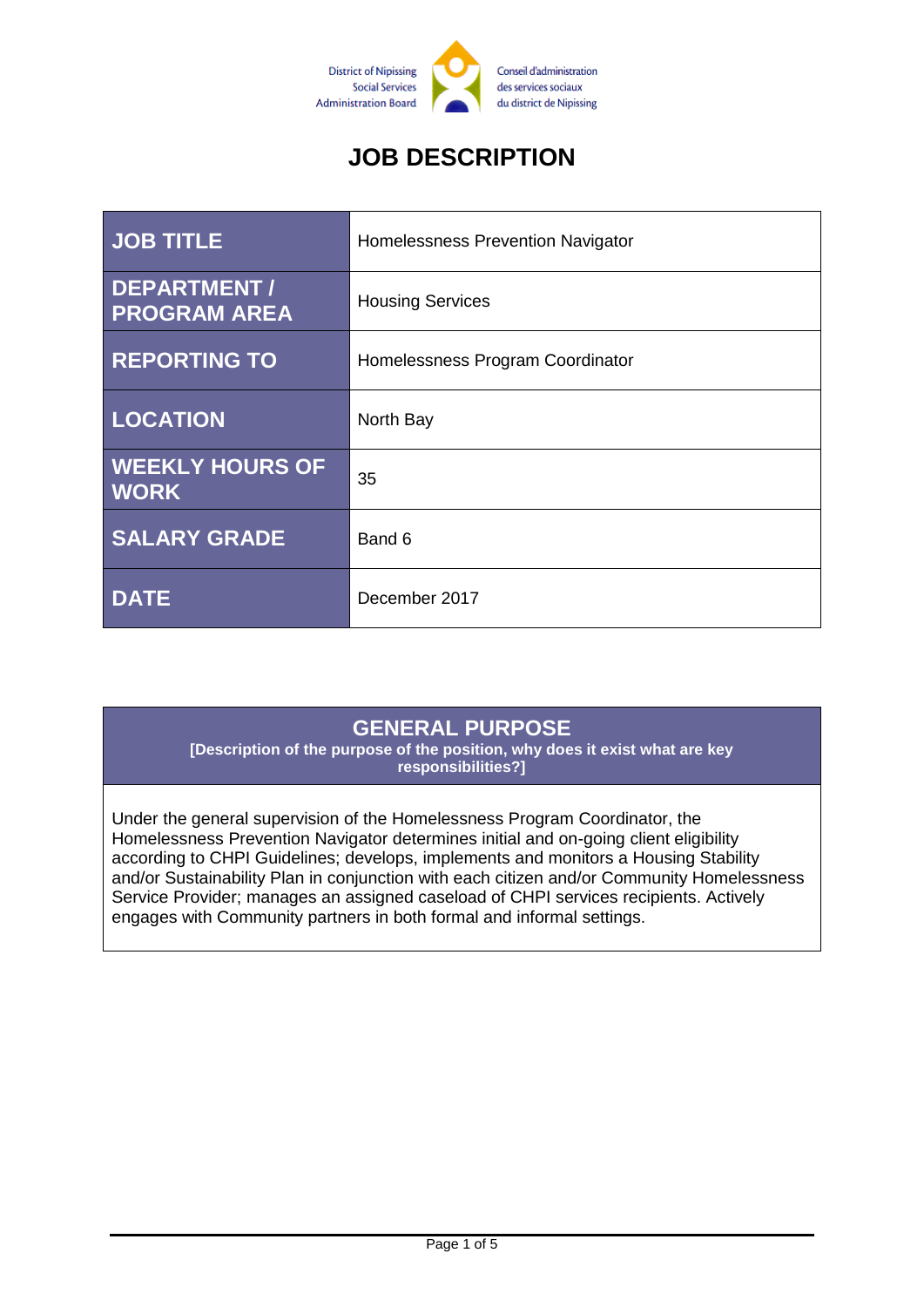District of Nipissing Social Services Administration Board

Conseil d'administration des services sociaux du district de Nipissing

# JOB DESCRIPTION

| JOB TITLE | Homelessness Prevention Navigator |
| --- | --- |
| DEPARTMENT / PROGRAM AREA | Housing Services |
| REPORTING TO | Homelessness Program Coordinator |
| LOCATION | North Bay |
| WEEKLY HOURS OF WORK | 35 |
| SALARY GRADE | Band 6 |
| DATE | December 2017 |

## GENERAL PURPOSE

**[Description of the purpose of the position, why does it exist what are key responsibilities?]**

Under the general supervision of the Homelessness Program Coordinator, the Homelessness Prevention Navigator determines initial and on-going client eligibility according to CHPI Guidelines; develops, implements and monitors a Housing Stability and/or Sustainability Plan in conjunction with each citizen and/or Community Homelessness Service Provider; manages an assigned caseload of CHPI services recipients. Actively engages with Community partners in both formal and informal settings.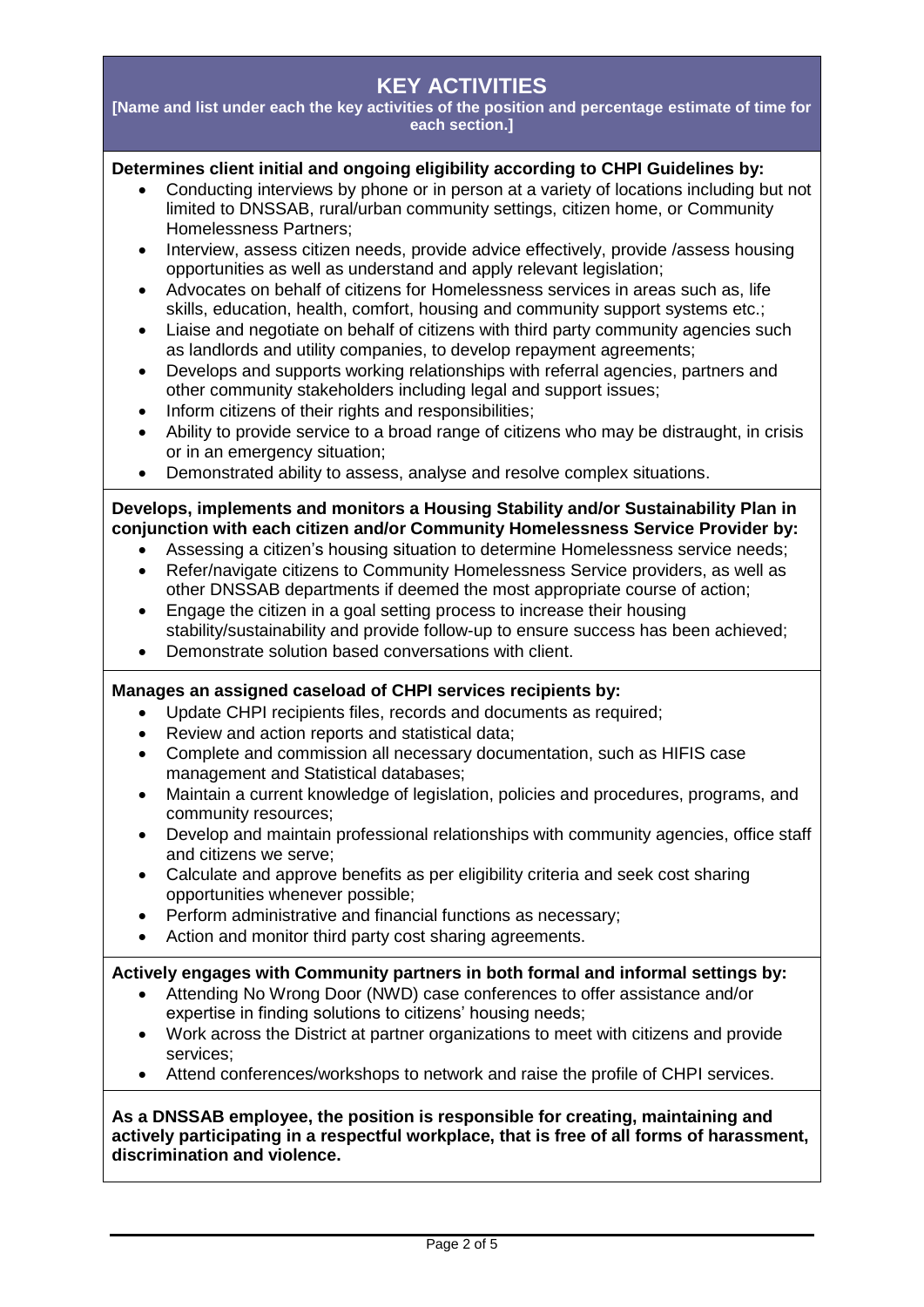## KEY ACTIVITIES

**[Name and list under each the key activities of the position and percentage estimate of time for each section.]**

**Determines client initial and ongoing eligibility according to CHPI Guidelines by:**

- Conducting interviews by phone or in person at a variety of locations including but not limited to DNSSAB, rural/urban community settings, citizen home, or Community Homelessness Partners;
- Interview, assess citizen needs, provide advice effectively, provide /assess housing opportunities as well as understand and apply relevant legislation;
- Advocates on behalf of citizens for Homelessness services in areas such as, life skills, education, health, comfort, housing and community support systems etc.;
- Liaise and negotiate on behalf of citizens with third party community agencies such as landlords and utility companies, to develop repayment agreements;
- Develops and supports working relationships with referral agencies, partners and other community stakeholders including legal and support issues;
- Inform citizens of their rights and responsibilities;
- Ability to provide service to a broad range of citizens who may be distraught, in crisis or in an emergency situation;
- Demonstrated ability to assess, analyse and resolve complex situations.

**Develops, implements and monitors a Housing Stability and/or Sustainability Plan in conjunction with each citizen and/or Community Homelessness Service Provider by:**

- Assessing a citizen's housing situation to determine Homelessness service needs;
- Refer/navigate citizens to Community Homelessness Service providers, as well as other DNSSAB departments if deemed the most appropriate course of action;
- Engage the citizen in a goal setting process to increase their housing stability/sustainability and provide follow-up to ensure success has been achieved;
- Demonstrate solution based conversations with client.

**Manages an assigned caseload of CHPI services recipients by:**

- Update CHPI recipients files, records and documents as required;
- Review and action reports and statistical data;
- Complete and commission all necessary documentation, such as HIFIS case management and Statistical databases;
- Maintain a current knowledge of legislation, policies and procedures, programs, and community resources;
- Develop and maintain professional relationships with community agencies, office staff and citizens we serve;
- Calculate and approve benefits as per eligibility criteria and seek cost sharing opportunities whenever possible;
- Perform administrative and financial functions as necessary;
- Action and monitor third party cost sharing agreements.

**Actively engages with Community partners in both formal and informal settings by:**

- Attending No Wrong Door (NWD) case conferences to offer assistance and/or expertise in finding solutions to citizens' housing needs;
- Work across the District at partner organizations to meet with citizens and provide services;
- Attend conferences/workshops to network and raise the profile of CHPI services.

**As a DNSSAB employee, the position is responsible for creating, maintaining and actively participating in a respectful workplace, that is free of all forms of harassment, discrimination and violence.**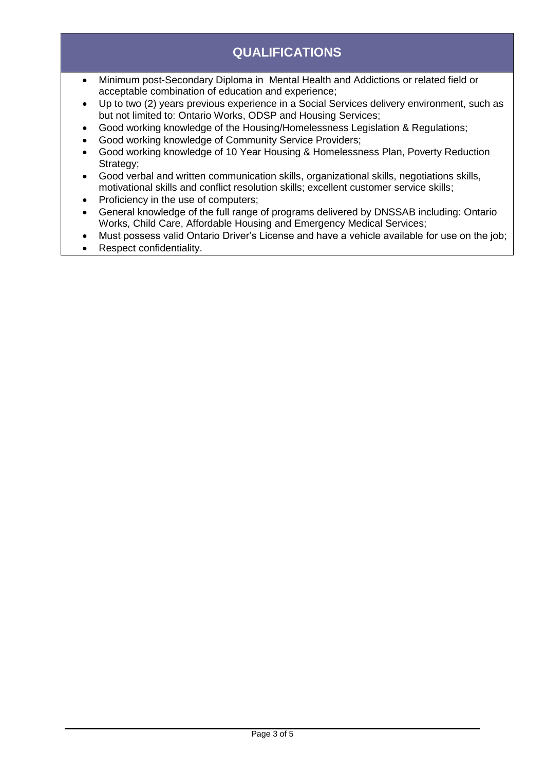## QUALIFICATIONS

- Minimum post-Secondary Diploma in Mental Health and Addictions or related field or acceptable combination of education and experience;
- Up to two (2) years previous experience in a Social Services delivery environment, such as but not limited to: Ontario Works, ODSP and Housing Services;
- Good working knowledge of the Housing/Homelessness Legislation & Regulations;
- Good working knowledge of Community Service Providers;
- Good working knowledge of 10 Year Housing & Homelessness Plan, Poverty Reduction Strategy;
- Good verbal and written communication skills, organizational skills, negotiations skills, motivational skills and conflict resolution skills; excellent customer service skills;
- Proficiency in the use of computers;
- General knowledge of the full range of programs delivered by DNSSAB including: Ontario Works, Child Care, Affordable Housing and Emergency Medical Services;
- Must possess valid Ontario Driver's License and have a vehicle available for use on the job;
- Respect confidentiality.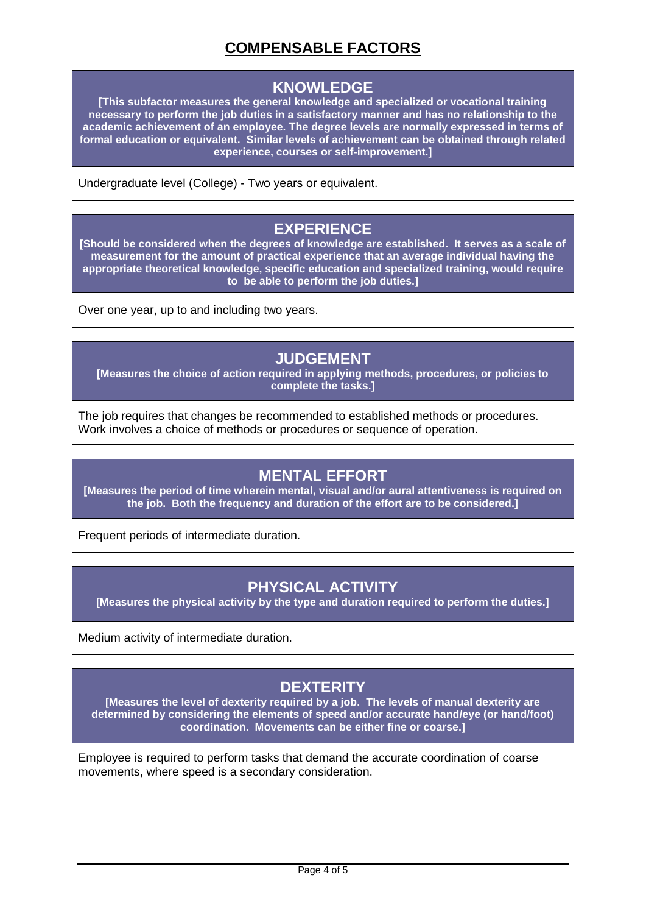# COMPENSABLE FACTORS

## KNOWLEDGE

**[This subfactor measures the general knowledge and specialized or vocational training necessary to perform the job duties in a satisfactory manner and has no relationship to the academic achievement of an employee. The degree levels are normally expressed in terms of formal education or equivalent. Similar levels of achievement can be obtained through related experience, courses or self-improvement.]**

Undergraduate level (College) - Two years or equivalent.

## EXPERIENCE

**[Should be considered when the degrees of knowledge are established. It serves as a scale of measurement for the amount of practical experience that an average individual having the appropriate theoretical knowledge, specific education and specialized training, would require to be able to perform the job duties.]**

Over one year, up to and including two years.

## JUDGEMENT

**[Measures the choice of action required in applying methods, procedures, or policies to complete the tasks.]**

The job requires that changes be recommended to established methods or procedures. Work involves a choice of methods or procedures or sequence of operation.

## MENTAL EFFORT

**[Measures the period of time wherein mental, visual and/or aural attentiveness is required on the job. Both the frequency and duration of the effort are to be considered.]**

Frequent periods of intermediate duration.

## PHYSICAL ACTIVITY

**[Measures the physical activity by the type and duration required to perform the duties.]**

Medium activity of intermediate duration.

## DEXTERITY

**[Measures the level of dexterity required by a job. The levels of manual dexterity are determined by considering the elements of speed and/or accurate hand/eye (or hand/foot) coordination. Movements can be either fine or coarse.]**

Employee is required to perform tasks that demand the accurate coordination of coarse movements, where speed is a secondary consideration.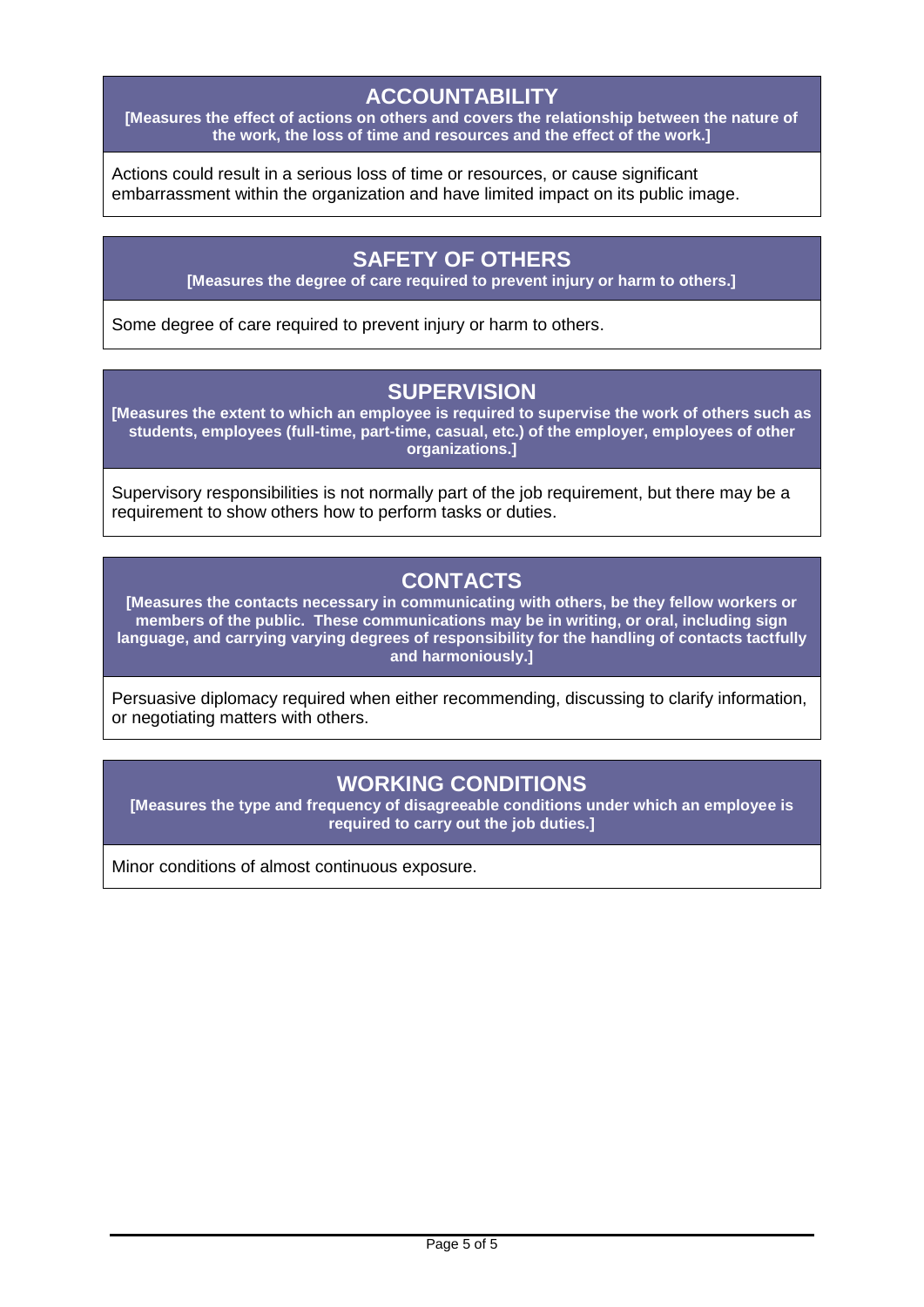## ACCOUNTABILITY

**[Measures the effect of actions on others and covers the relationship between the nature of the work, the loss of time and resources and the effect of the work.]**

Actions could result in a serious loss of time or resources, or cause significant embarrassment within the organization and have limited impact on its public image.

## SAFETY OF OTHERS

**[Measures the degree of care required to prevent injury or harm to others.]**

Some degree of care required to prevent injury or harm to others.

## SUPERVISION

**[Measures the extent to which an employee is required to supervise the work of others such as students, employees (full-time, part-time, casual, etc.) of the employer, employees of other organizations.]**

Supervisory responsibilities is not normally part of the job requirement, but there may be a requirement to show others how to perform tasks or duties.

## CONTACTS

**[Measures the contacts necessary in communicating with others, be they fellow workers or members of the public. These communications may be in writing, or oral, including sign language, and carrying varying degrees of responsibility for the handling of contacts tactfully and harmoniously.]**

Persuasive diplomacy required when either recommending, discussing to clarify information, or negotiating matters with others.

## WORKING CONDITIONS

**[Measures the type and frequency of disagreeable conditions under which an employee is required to carry out the job duties.]**

Minor conditions of almost continuous exposure.